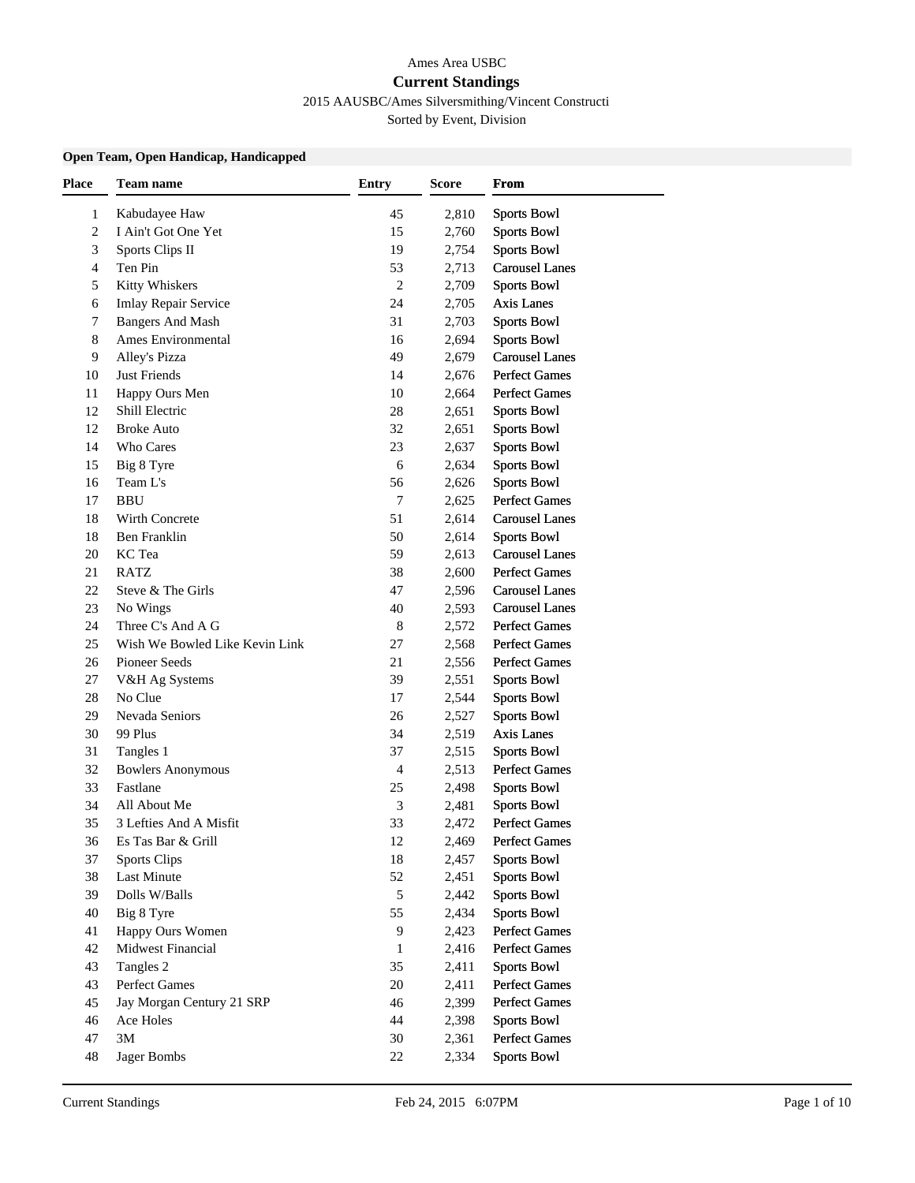Ames Area USBC

# Current Standings

2015 AAUSBC/Ames Silversmithing/Vincent Constructi

Sorted by Event, Division

### Open Team, Open Handicap, Handicapped

| Place | Team name | Entry | Score | From |
|---|---|---|---|---|
| 1 | Kabudayee Haw | 45 | 2,810 | Sports Bowl |
| 2 | I Ain't Got One Yet | 15 | 2,760 | Sports Bowl |
| 3 | Sports Clips II | 19 | 2,754 | Sports Bowl |
| 4 | Ten Pin | 53 | 2,713 | Carousel Lanes |
| 5 | Kitty Whiskers | 2 | 2,709 | Sports Bowl |
| 6 | Imlay Repair Service | 24 | 2,705 | Axis Lanes |
| 7 | Bangers And Mash | 31 | 2,703 | Sports Bowl |
| 8 | Ames Environmental | 16 | 2,694 | Sports Bowl |
| 9 | Alley's Pizza | 49 | 2,679 | Carousel Lanes |
| 10 | Just Friends | 14 | 2,676 | Perfect Games |
| 11 | Happy Ours Men | 10 | 2,664 | Perfect Games |
| 12 | Shill Electric | 28 | 2,651 | Sports Bowl |
| 12 | Broke Auto | 32 | 2,651 | Sports Bowl |
| 14 | Who Cares | 23 | 2,637 | Sports Bowl |
| 15 | Big 8 Tyre | 6 | 2,634 | Sports Bowl |
| 16 | Team L's | 56 | 2,626 | Sports Bowl |
| 17 | BBU | 7 | 2,625 | Perfect Games |
| 18 | Wirth Concrete | 51 | 2,614 | Carousel Lanes |
| 18 | Ben Franklin | 50 | 2,614 | Sports Bowl |
| 20 | KC Tea | 59 | 2,613 | Carousel Lanes |
| 21 | RATZ | 38 | 2,600 | Perfect Games |
| 22 | Steve & The Girls | 47 | 2,596 | Carousel Lanes |
| 23 | No Wings | 40 | 2,593 | Carousel Lanes |
| 24 | Three C's And A G | 8 | 2,572 | Perfect Games |
| 25 | Wish We Bowled Like Kevin Link | 27 | 2,568 | Perfect Games |
| 26 | Pioneer Seeds | 21 | 2,556 | Perfect Games |
| 27 | V&H Ag Systems | 39 | 2,551 | Sports Bowl |
| 28 | No Clue | 17 | 2,544 | Sports Bowl |
| 29 | Nevada Seniors | 26 | 2,527 | Sports Bowl |
| 30 | 99 Plus | 34 | 2,519 | Axis Lanes |
| 31 | Tangles 1 | 37 | 2,515 | Sports Bowl |
| 32 | Bowlers Anonymous | 4 | 2,513 | Perfect Games |
| 33 | Fastlane | 25 | 2,498 | Sports Bowl |
| 34 | All About Me | 3 | 2,481 | Sports Bowl |
| 35 | 3 Lefties And A Misfit | 33 | 2,472 | Perfect Games |
| 36 | Es Tas Bar & Grill | 12 | 2,469 | Perfect Games |
| 37 | Sports Clips | 18 | 2,457 | Sports Bowl |
| 38 | Last Minute | 52 | 2,451 | Sports Bowl |
| 39 | Dolls W/Balls | 5 | 2,442 | Sports Bowl |
| 40 | Big 8 Tyre | 55 | 2,434 | Sports Bowl |
| 41 | Happy Ours Women | 9 | 2,423 | Perfect Games |
| 42 | Midwest Financial | 1 | 2,416 | Perfect Games |
| 43 | Tangles 2 | 35 | 2,411 | Sports Bowl |
| 43 | Perfect Games | 20 | 2,411 | Perfect Games |
| 45 | Jay Morgan Century 21 SRP | 46 | 2,399 | Perfect Games |
| 46 | Ace Holes | 44 | 2,398 | Sports Bowl |
| 47 | 3M | 30 | 2,361 | Perfect Games |
| 48 | Jager Bombs | 22 | 2,334 | Sports Bowl |

Current Standings Feb 24, 2015 6:07PM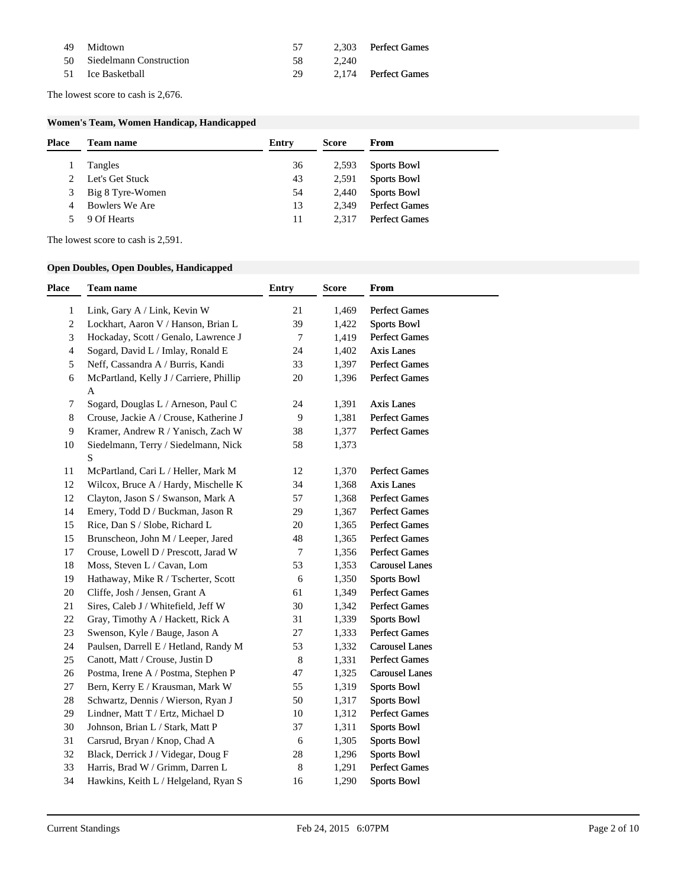| Place | Team name | Entry | Score | From |
|---|---|---|---|---|
| 49 | Midtown | 57 | 2,303 | Perfect Games |
| 50 | Siedelmann Construction | 58 | 2,240 | |
| 51 | Ice Basketball | 29 | 2,174 | Perfect Games |

The lowest score to cash is 2,676.

**Women's Team, Women Handicap, Handicapped**

| Place | Team name | Entry | Score | From |
|---|---|---|---|---|
| 1 | Tangles | 36 | 2,593 | Sports Bowl |
| 2 | Let's Get Stuck | 43 | 2,591 | Sports Bowl |
| 3 | Big 8 Tyre-Women | 54 | 2,440 | Sports Bowl |
| 4 | Bowlers We Are | 13 | 2,349 | Perfect Games |
| 5 | 9 Of Hearts | 11 | 2,317 | Perfect Games |

The lowest score to cash is 2,591.

**Open Doubles, Open Doubles, Handicapped**

| Place | Team name | Entry | Score | From |
|---|---|---|---|---|
| 1 | Link, Gary A / Link, Kevin W | 21 | 1,469 | Perfect Games |
| 2 | Lockhart, Aaron V / Hanson, Brian L | 39 | 1,422 | Sports Bowl |
| 3 | Hockaday, Scott / Genalo, Lawrence J | 7 | 1,419 | Perfect Games |
| 4 | Sogard, David L / Imlay, Ronald E | 24 | 1,402 | Axis Lanes |
| 5 | Neff, Cassandra A / Burris, Kandi | 33 | 1,397 | Perfect Games |
| 6 | McPartland, Kelly J / Carriere, Phillip A | 20 | 1,396 | Perfect Games |
| 7 | Sogard, Douglas L / Arneson, Paul C | 24 | 1,391 | Axis Lanes |
| 8 | Crouse, Jackie A / Crouse, Katherine J | 9 | 1,381 | Perfect Games |
| 9 | Kramer, Andrew R / Yanisch, Zach W | 38 | 1,377 | Perfect Games |
| 10 | Siedelmann, Terry / Siedelmann, Nick S | 58 | 1,373 | |
| 11 | McPartland, Cari L / Heller, Mark M | 12 | 1,370 | Perfect Games |
| 12 | Wilcox, Bruce A / Hardy, Mischelle K | 34 | 1,368 | Axis Lanes |
| 12 | Clayton, Jason S / Swanson, Mark A | 57 | 1,368 | Perfect Games |
| 14 | Emery, Todd D / Buckman, Jason R | 29 | 1,367 | Perfect Games |
| 15 | Rice, Dan S / Slobe, Richard L | 20 | 1,365 | Perfect Games |
| 15 | Brunscheon, John M / Leeper, Jared | 48 | 1,365 | Perfect Games |
| 17 | Crouse, Lowell D / Prescott, Jarad W | 7 | 1,356 | Perfect Games |
| 18 | Moss, Steven L / Cavan, Lom | 53 | 1,353 | Carousel Lanes |
| 19 | Hathaway, Mike R / Tscherter, Scott | 6 | 1,350 | Sports Bowl |
| 20 | Cliffe, Josh / Jensen, Grant A | 61 | 1,349 | Perfect Games |
| 21 | Sires, Caleb J / Whitefield, Jeff W | 30 | 1,342 | Perfect Games |
| 22 | Gray, Timothy A / Hackett, Rick A | 31 | 1,339 | Sports Bowl |
| 23 | Swenson, Kyle / Bauge, Jason A | 27 | 1,333 | Perfect Games |
| 24 | Paulsen, Darrell E / Hetland, Randy M | 53 | 1,332 | Carousel Lanes |
| 25 | Canott, Matt / Crouse, Justin D | 8 | 1,331 | Perfect Games |
| 26 | Postma, Irene A / Postma, Stephen P | 47 | 1,325 | Carousel Lanes |
| 27 | Bern, Kerry E / Krausman, Mark W | 55 | 1,319 | Sports Bowl |
| 28 | Schwartz, Dennis / Wierson, Ryan J | 50 | 1,317 | Sports Bowl |
| 29 | Lindner, Matt T / Ertz, Michael D | 10 | 1,312 | Perfect Games |
| 30 | Johnson, Brian L / Stark, Matt P | 37 | 1,311 | Sports Bowl |
| 31 | Carsrud, Bryan / Knop, Chad A | 6 | 1,305 | Sports Bowl |
| 32 | Black, Derrick J / Videgar, Doug F | 28 | 1,296 | Sports Bowl |
| 33 | Harris, Brad W / Grimm, Darren L | 8 | 1,291 | Perfect Games |
| 34 | Hawkins, Keith L / Helgeland, Ryan S | 16 | 1,290 | Sports Bowl |

Current Standings Feb 24, 2015 6:07PM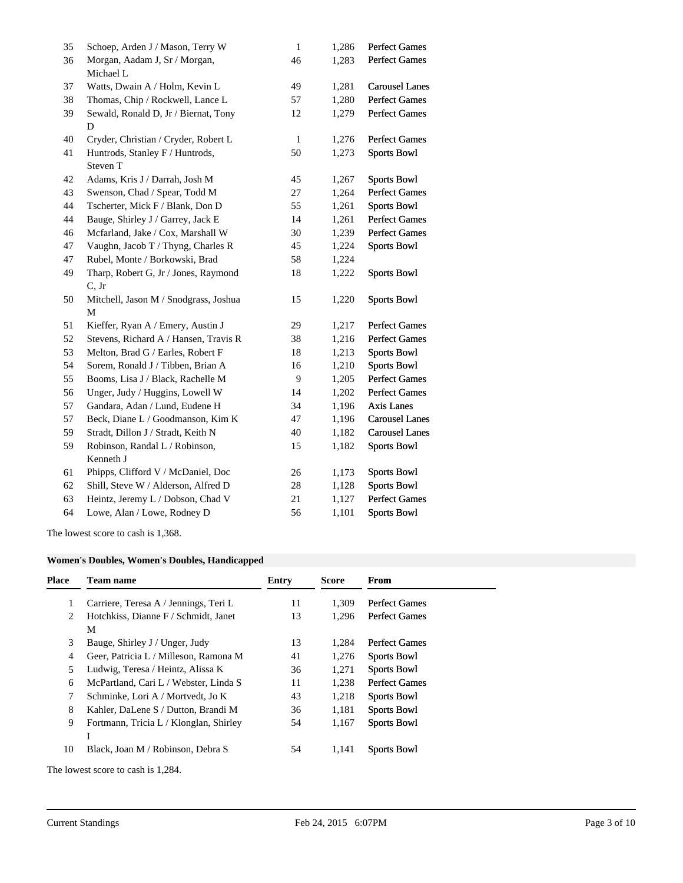| | | | | |
|---|---|---|---|---|
| 35 | Schoep, Arden J / Mason, Terry W | 1 | 1,286 | Perfect Games |
| 36 | Morgan, Aadam J, Sr / Morgan, Michael L | 46 | 1,283 | Perfect Games |
| 37 | Watts, Dwain A / Holm, Kevin L | 49 | 1,281 | Carousel Lanes |
| 38 | Thomas, Chip / Rockwell, Lance L | 57 | 1,280 | Perfect Games |
| 39 | Sewald, Ronald D, Jr / Biernat, Tony D | 12 | 1,279 | Perfect Games |
| 40 | Cryder, Christian / Cryder, Robert L | 1 | 1,276 | Perfect Games |
| 41 | Huntrods, Stanley F / Huntrods, Steven T | 50 | 1,273 | Sports Bowl |
| 42 | Adams, Kris J / Darrah, Josh M | 45 | 1,267 | Sports Bowl |
| 43 | Swenson, Chad / Spear, Todd M | 27 | 1,264 | Perfect Games |
| 44 | Tscherter, Mick F / Blank, Don D | 55 | 1,261 | Sports Bowl |
| 44 | Bauge, Shirley J / Garrey, Jack E | 14 | 1,261 | Perfect Games |
| 46 | Mcfarland, Jake / Cox, Marshall W | 30 | 1,239 | Perfect Games |
| 47 | Vaughn, Jacob T / Thyng, Charles R | 45 | 1,224 | Sports Bowl |
| 47 | Rubel, Monte / Borkowski, Brad | 58 | 1,224 | |
| 49 | Tharp, Robert G, Jr / Jones, Raymond C, Jr | 18 | 1,222 | Sports Bowl |
| 50 | Mitchell, Jason M / Snodgrass, Joshua M | 15 | 1,220 | Sports Bowl |
| 51 | Kieffer, Ryan A / Emery, Austin J | 29 | 1,217 | Perfect Games |
| 52 | Stevens, Richard A / Hansen, Travis R | 38 | 1,216 | Perfect Games |
| 53 | Melton, Brad G / Earles, Robert F | 18 | 1,213 | Sports Bowl |
| 54 | Sorem, Ronald J / Tibben, Brian A | 16 | 1,210 | Sports Bowl |
| 55 | Booms, Lisa J / Black, Rachelle M | 9 | 1,205 | Perfect Games |
| 56 | Unger, Judy / Huggins, Lowell W | 14 | 1,202 | Perfect Games |
| 57 | Gandara, Adan / Lund, Eudene H | 34 | 1,196 | Axis Lanes |
| 57 | Beck, Diane L / Goodmanson, Kim K | 47 | 1,196 | Carousel Lanes |
| 59 | Stradt, Dillon J / Stradt, Keith N | 40 | 1,182 | Carousel Lanes |
| 59 | Robinson, Randal L / Robinson, Kenneth J | 15 | 1,182 | Sports Bowl |
| 61 | Phipps, Clifford V / McDaniel, Doc | 26 | 1,173 | Sports Bowl |
| 62 | Shill, Steve W / Alderson, Alfred D | 28 | 1,128 | Sports Bowl |
| 63 | Heintz, Jeremy L / Dobson, Chad V | 21 | 1,127 | Perfect Games |
| 64 | Lowe, Alan / Lowe, Rodney D | 56 | 1,101 | Sports Bowl |

The lowest score to cash is 1,368.

### Women's Doubles, Women's Doubles, Handicapped

| Place | Team name | Entry | Score | From |
|---|---|---|---|---|
| 1 | Carriere, Teresa A / Jennings, Teri L | 11 | 1,309 | Perfect Games |
| 2 | Hotchkiss, Dianne F / Schmidt, Janet M | 13 | 1,296 | Perfect Games |
| 3 | Bauge, Shirley J / Unger, Judy | 13 | 1,284 | Perfect Games |
| 4 | Geer, Patricia L / Milleson, Ramona M | 41 | 1,276 | Sports Bowl |
| 5 | Ludwig, Teresa / Heintz, Alissa K | 36 | 1,271 | Sports Bowl |
| 6 | McPartland, Cari L / Webster, Linda S | 11 | 1,238 | Perfect Games |
| 7 | Schminke, Lori A / Mortvedt, Jo K | 43 | 1,218 | Sports Bowl |
| 8 | Kahler, DaLene S / Dutton, Brandi M | 36 | 1,181 | Sports Bowl |
| 9 | Fortmann, Tricia L / Klonglan, Shirley I | 54 | 1,167 | Sports Bowl |
| 10 | Black, Joan M / Robinson, Debra S | 54 | 1,141 | Sports Bowl |

The lowest score to cash is 1,284.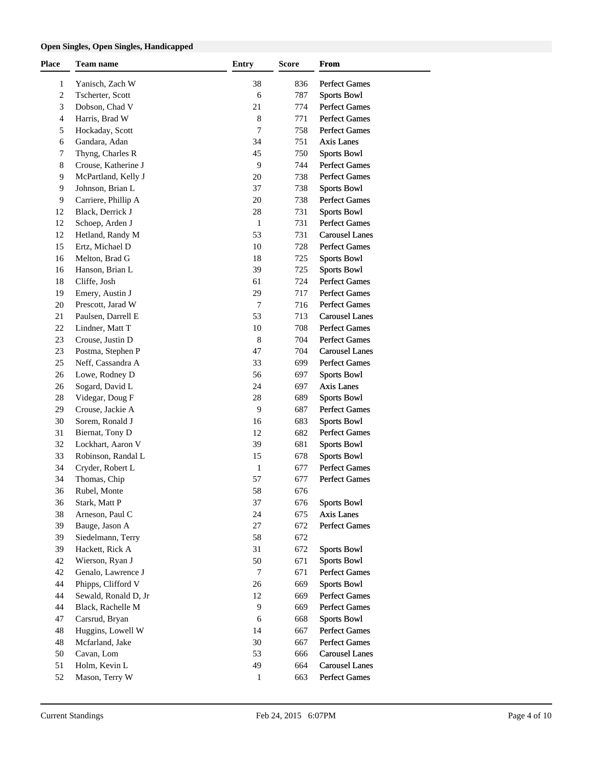**Open Singles, Open Singles, Handicapped**

| Place | Team name | Entry | Score | From |
|---|---|---|---|---|
| 1 | Yanisch, Zach W | 38 | 836 | Perfect Games |
| 2 | Tscherter, Scott | 6 | 787 | Sports Bowl |
| 3 | Dobson, Chad V | 21 | 774 | Perfect Games |
| 4 | Harris, Brad W | 8 | 771 | Perfect Games |
| 5 | Hockaday, Scott | 7 | 758 | Perfect Games |
| 6 | Gandara, Adan | 34 | 751 | Axis Lanes |
| 7 | Thyng, Charles R | 45 | 750 | Sports Bowl |
| 8 | Crouse, Katherine J | 9 | 744 | Perfect Games |
| 9 | McPartland, Kelly J | 20 | 738 | Perfect Games |
| 9 | Johnson, Brian L | 37 | 738 | Sports Bowl |
| 9 | Carriere, Phillip A | 20 | 738 | Perfect Games |
| 12 | Black, Derrick J | 28 | 731 | Sports Bowl |
| 12 | Schoep, Arden J | 1 | 731 | Perfect Games |
| 12 | Hetland, Randy M | 53 | 731 | Carousel Lanes |
| 15 | Ertz, Michael D | 10 | 728 | Perfect Games |
| 16 | Melton, Brad G | 18 | 725 | Sports Bowl |
| 16 | Hanson, Brian L | 39 | 725 | Sports Bowl |
| 18 | Cliffe, Josh | 61 | 724 | Perfect Games |
| 19 | Emery, Austin J | 29 | 717 | Perfect Games |
| 20 | Prescott, Jarad W | 7 | 716 | Perfect Games |
| 21 | Paulsen, Darrell E | 53 | 713 | Carousel Lanes |
| 22 | Lindner, Matt T | 10 | 708 | Perfect Games |
| 23 | Crouse, Justin D | 8 | 704 | Perfect Games |
| 23 | Postma, Stephen P | 47 | 704 | Carousel Lanes |
| 25 | Neff, Cassandra A | 33 | 699 | Perfect Games |
| 26 | Lowe, Rodney D | 56 | 697 | Sports Bowl |
| 26 | Sogard, David L | 24 | 697 | Axis Lanes |
| 28 | Videgar, Doug F | 28 | 689 | Sports Bowl |
| 29 | Crouse, Jackie A | 9 | 687 | Perfect Games |
| 30 | Sorem, Ronald J | 16 | 683 | Sports Bowl |
| 31 | Biernat, Tony D | 12 | 682 | Perfect Games |
| 32 | Lockhart, Aaron V | 39 | 681 | Sports Bowl |
| 33 | Robinson, Randal L | 15 | 678 | Sports Bowl |
| 34 | Cryder, Robert L | 1 | 677 | Perfect Games |
| 34 | Thomas, Chip | 57 | 677 | Perfect Games |
| 36 | Rubel, Monte | 58 | 676 | |
| 36 | Stark, Matt P | 37 | 676 | Sports Bowl |
| 38 | Arneson, Paul C | 24 | 675 | Axis Lanes |
| 39 | Bauge, Jason A | 27 | 672 | Perfect Games |
| 39 | Siedelmann, Terry | 58 | 672 | |
| 39 | Hackett, Rick A | 31 | 672 | Sports Bowl |
| 42 | Wierson, Ryan J | 50 | 671 | Sports Bowl |
| 42 | Genalo, Lawrence J | 7 | 671 | Perfect Games |
| 44 | Phipps, Clifford V | 26 | 669 | Sports Bowl |
| 44 | Sewald, Ronald D, Jr | 12 | 669 | Perfect Games |
| 44 | Black, Rachelle M | 9 | 669 | Perfect Games |
| 47 | Carsrud, Bryan | 6 | 668 | Sports Bowl |
| 48 | Huggins, Lowell W | 14 | 667 | Perfect Games |
| 48 | Mcfarland, Jake | 30 | 667 | Perfect Games |
| 50 | Cavan, Lom | 53 | 666 | Carousel Lanes |
| 51 | Holm, Kevin L | 49 | 664 | Carousel Lanes |
| 52 | Mason, Terry W | 1 | 663 | Perfect Games |

Current Standings Feb 24, 2015 6:07PM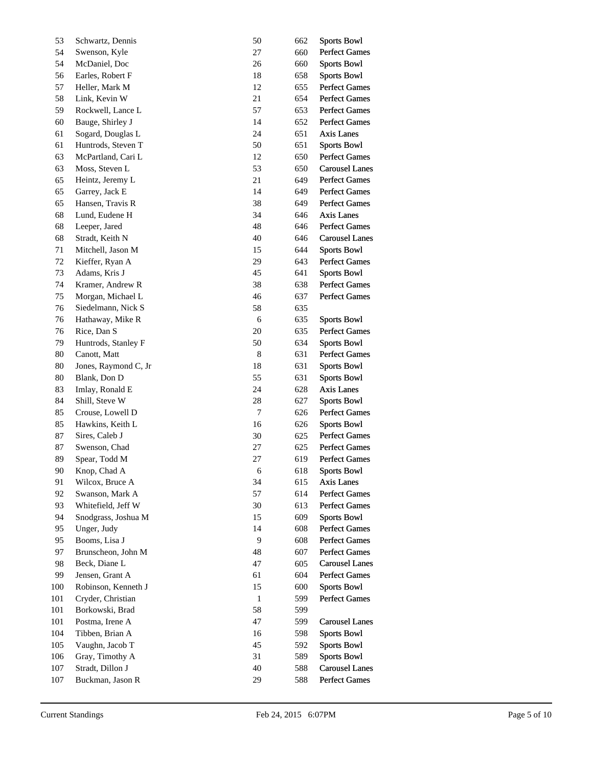| | | | | |
|---|---|---|---|---|
| 53 | Schwartz, Dennis | 50 | 662 | Sports Bowl |
| 54 | Swenson, Kyle | 27 | 660 | Perfect Games |
| 54 | McDaniel, Doc | 26 | 660 | Sports Bowl |
| 56 | Earles, Robert F | 18 | 658 | Sports Bowl |
| 57 | Heller, Mark M | 12 | 655 | Perfect Games |
| 58 | Link, Kevin W | 21 | 654 | Perfect Games |
| 59 | Rockwell, Lance L | 57 | 653 | Perfect Games |
| 60 | Bauge, Shirley J | 14 | 652 | Perfect Games |
| 61 | Sogard, Douglas L | 24 | 651 | Axis Lanes |
| 61 | Huntrods, Steven T | 50 | 651 | Sports Bowl |
| 63 | McPartland, Cari L | 12 | 650 | Perfect Games |
| 63 | Moss, Steven L | 53 | 650 | Carousel Lanes |
| 65 | Heintz, Jeremy L | 21 | 649 | Perfect Games |
| 65 | Garrey, Jack E | 14 | 649 | Perfect Games |
| 65 | Hansen, Travis R | 38 | 649 | Perfect Games |
| 68 | Lund, Eudene H | 34 | 646 | Axis Lanes |
| 68 | Leeper, Jared | 48 | 646 | Perfect Games |
| 68 | Stradt, Keith N | 40 | 646 | Carousel Lanes |
| 71 | Mitchell, Jason M | 15 | 644 | Sports Bowl |
| 72 | Kieffer, Ryan A | 29 | 643 | Perfect Games |
| 73 | Adams, Kris J | 45 | 641 | Sports Bowl |
| 74 | Kramer, Andrew R | 38 | 638 | Perfect Games |
| 75 | Morgan, Michael L | 46 | 637 | Perfect Games |
| 76 | Siedelmann, Nick S | 58 | 635 | |
| 76 | Hathaway, Mike R | 6 | 635 | Sports Bowl |
| 76 | Rice, Dan S | 20 | 635 | Perfect Games |
| 79 | Huntrods, Stanley F | 50 | 634 | Sports Bowl |
| 80 | Canott, Matt | 8 | 631 | Perfect Games |
| 80 | Jones, Raymond C, Jr | 18 | 631 | Sports Bowl |
| 80 | Blank, Don D | 55 | 631 | Sports Bowl |
| 83 | Imlay, Ronald E | 24 | 628 | Axis Lanes |
| 84 | Shill, Steve W | 28 | 627 | Sports Bowl |
| 85 | Crouse, Lowell D | 7 | 626 | Perfect Games |
| 85 | Hawkins, Keith L | 16 | 626 | Sports Bowl |
| 87 | Sires, Caleb J | 30 | 625 | Perfect Games |
| 87 | Swenson, Chad | 27 | 625 | Perfect Games |
| 89 | Spear, Todd M | 27 | 619 | Perfect Games |
| 90 | Knop, Chad A | 6 | 618 | Sports Bowl |
| 91 | Wilcox, Bruce A | 34 | 615 | Axis Lanes |
| 92 | Swanson, Mark A | 57 | 614 | Perfect Games |
| 93 | Whitefield, Jeff W | 30 | 613 | Perfect Games |
| 94 | Snodgrass, Joshua M | 15 | 609 | Sports Bowl |
| 95 | Unger, Judy | 14 | 608 | Perfect Games |
| 95 | Booms, Lisa J | 9 | 608 | Perfect Games |
| 97 | Brunscheon, John M | 48 | 607 | Perfect Games |
| 98 | Beck, Diane L | 47 | 605 | Carousel Lanes |
| 99 | Jensen, Grant A | 61 | 604 | Perfect Games |
| 100 | Robinson, Kenneth J | 15 | 600 | Sports Bowl |
| 101 | Cryder, Christian | 1 | 599 | Perfect Games |
| 101 | Borkowski, Brad | 58 | 599 | |
| 101 | Postma, Irene A | 47 | 599 | Carousel Lanes |
| 104 | Tibben, Brian A | 16 | 598 | Sports Bowl |
| 105 | Vaughn, Jacob T | 45 | 592 | Sports Bowl |
| 106 | Gray, Timothy A | 31 | 589 | Sports Bowl |
| 107 | Stradt, Dillon J | 40 | 588 | Carousel Lanes |
| 107 | Buckman, Jason R | 29 | 588 | Perfect Games |

Current Standings Feb 24, 2015 6:07PM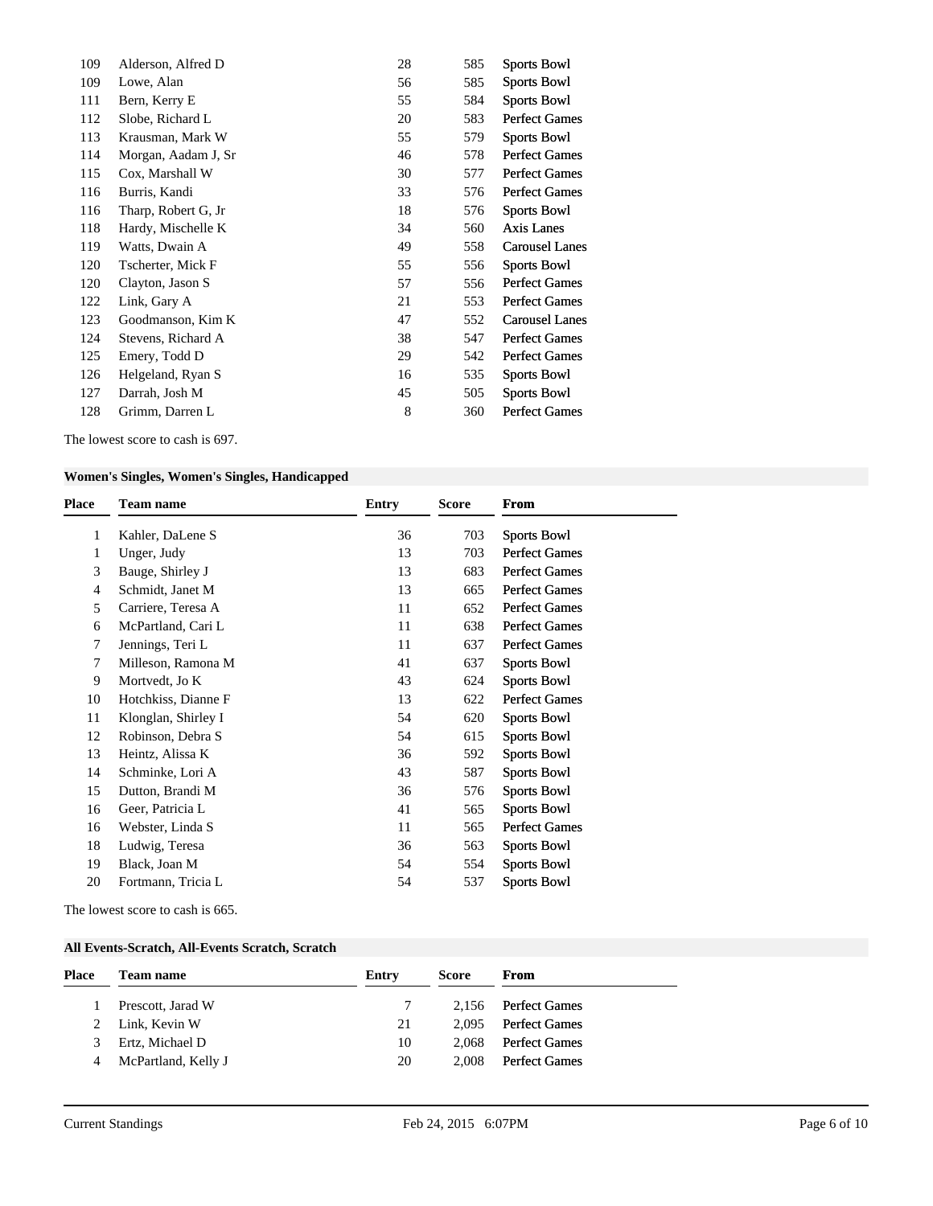| Place | Team name | Entry | Score | From |
|---|---|---|---|---|
| 109 | Alderson, Alfred D | 28 | 585 | Sports Bowl |
| 109 | Lowe, Alan | 56 | 585 | Sports Bowl |
| 111 | Bern, Kerry E | 55 | 584 | Sports Bowl |
| 112 | Slobe, Richard L | 20 | 583 | Perfect Games |
| 113 | Krausman, Mark W | 55 | 579 | Sports Bowl |
| 114 | Morgan, Aadam J, Sr | 46 | 578 | Perfect Games |
| 115 | Cox, Marshall W | 30 | 577 | Perfect Games |
| 116 | Burris, Kandi | 33 | 576 | Perfect Games |
| 116 | Tharp, Robert G, Jr | 18 | 576 | Sports Bowl |
| 118 | Hardy, Mischelle K | 34 | 560 | Axis Lanes |
| 119 | Watts, Dwain A | 49 | 558 | Carousel Lanes |
| 120 | Tscherter, Mick F | 55 | 556 | Sports Bowl |
| 120 | Clayton, Jason S | 57 | 556 | Perfect Games |
| 122 | Link, Gary A | 21 | 553 | Perfect Games |
| 123 | Goodmanson, Kim K | 47 | 552 | Carousel Lanes |
| 124 | Stevens, Richard A | 38 | 547 | Perfect Games |
| 125 | Emery, Todd D | 29 | 542 | Perfect Games |
| 126 | Helgeland, Ryan S | 16 | 535 | Sports Bowl |
| 127 | Darrah, Josh M | 45 | 505 | Sports Bowl |
| 128 | Grimm, Darren L | 8 | 360 | Perfect Games |

The lowest score to cash is 697.

### Women's Singles, Women's Singles, Handicapped

| Place | Team name | Entry | Score | From |
|---|---|---|---|---|
| 1 | Kahler, DaLene S | 36 | 703 | Sports Bowl |
| 1 | Unger, Judy | 13 | 703 | Perfect Games |
| 3 | Bauge, Shirley J | 13 | 683 | Perfect Games |
| 4 | Schmidt, Janet M | 13 | 665 | Perfect Games |
| 5 | Carriere, Teresa A | 11 | 652 | Perfect Games |
| 6 | McPartland, Cari L | 11 | 638 | Perfect Games |
| 7 | Jennings, Teri L | 11 | 637 | Perfect Games |
| 7 | Milleson, Ramona M | 41 | 637 | Sports Bowl |
| 9 | Mortvedt, Jo K | 43 | 624 | Sports Bowl |
| 10 | Hotchkiss, Dianne F | 13 | 622 | Perfect Games |
| 11 | Klonglan, Shirley I | 54 | 620 | Sports Bowl |
| 12 | Robinson, Debra S | 54 | 615 | Sports Bowl |
| 13 | Heintz, Alissa K | 36 | 592 | Sports Bowl |
| 14 | Schminke, Lori A | 43 | 587 | Sports Bowl |
| 15 | Dutton, Brandi M | 36 | 576 | Sports Bowl |
| 16 | Geer, Patricia L | 41 | 565 | Sports Bowl |
| 16 | Webster, Linda S | 11 | 565 | Perfect Games |
| 18 | Ludwig, Teresa | 36 | 563 | Sports Bowl |
| 19 | Black, Joan M | 54 | 554 | Sports Bowl |
| 20 | Fortmann, Tricia L | 54 | 537 | Sports Bowl |

The lowest score to cash is 665.

### All Events-Scratch, All-Events Scratch, Scratch

| Place | Team name | Entry | Score | From |
|---|---|---|---|---|
| 1 | Prescott, Jarad W | 7 | 2,156 | Perfect Games |
| 2 | Link, Kevin W | 21 | 2,095 | Perfect Games |
| 3 | Ertz, Michael D | 10 | 2,068 | Perfect Games |
| 4 | McPartland, Kelly J | 20 | 2,008 | Perfect Games |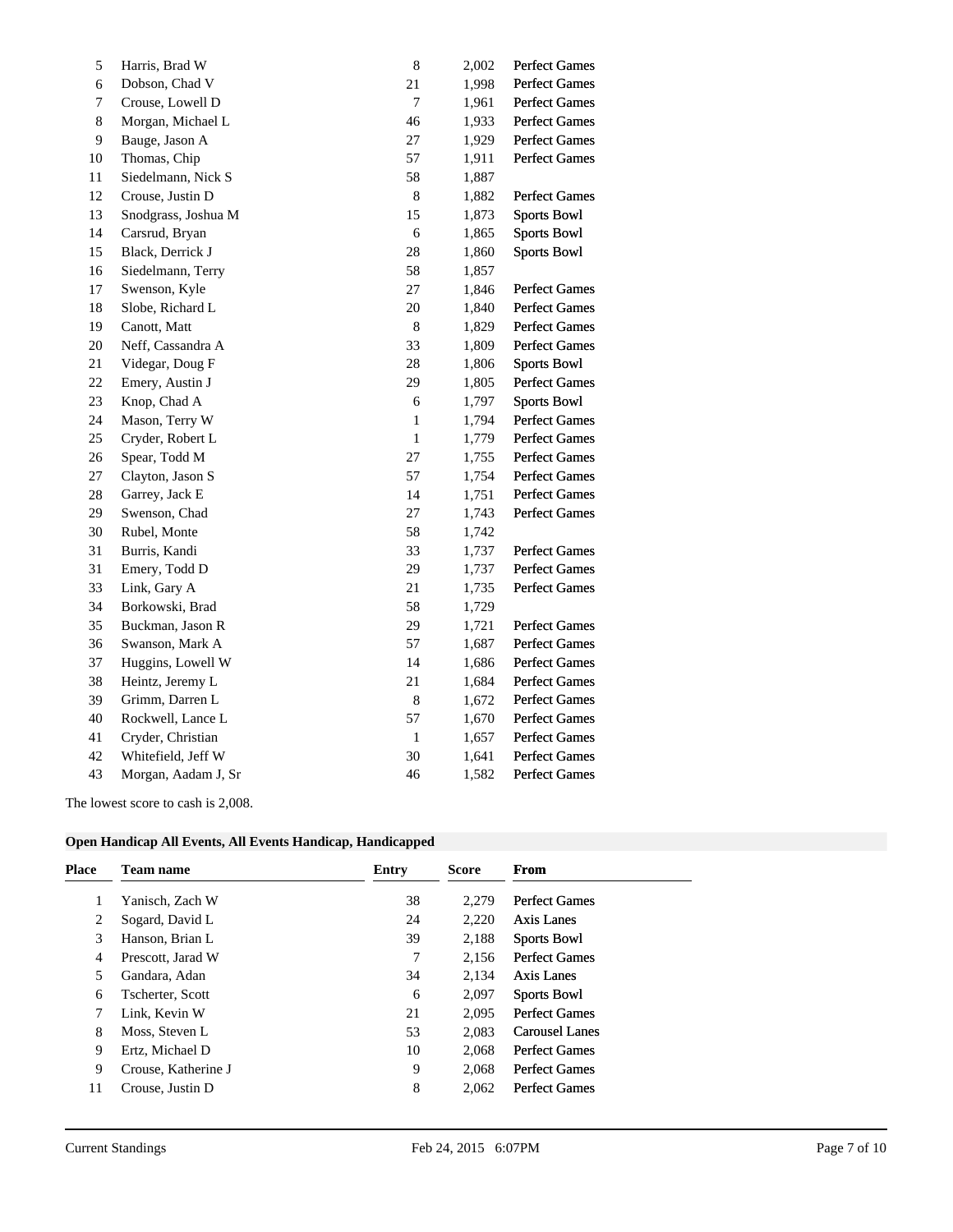| | | | | |
|---|---|---|---|---|
| 5 | Harris, Brad W | 8 | 2,002 | Perfect Games |
| 6 | Dobson, Chad V | 21 | 1,998 | Perfect Games |
| 7 | Crouse, Lowell D | 7 | 1,961 | Perfect Games |
| 8 | Morgan, Michael L | 46 | 1,933 | Perfect Games |
| 9 | Bauge, Jason A | 27 | 1,929 | Perfect Games |
| 10 | Thomas, Chip | 57 | 1,911 | Perfect Games |
| 11 | Siedelmann, Nick S | 58 | 1,887 | |
| 12 | Crouse, Justin D | 8 | 1,882 | Perfect Games |
| 13 | Snodgrass, Joshua M | 15 | 1,873 | Sports Bowl |
| 14 | Carsrud, Bryan | 6 | 1,865 | Sports Bowl |
| 15 | Black, Derrick J | 28 | 1,860 | Sports Bowl |
| 16 | Siedelmann, Terry | 58 | 1,857 | |
| 17 | Swenson, Kyle | 27 | 1,846 | Perfect Games |
| 18 | Slobe, Richard L | 20 | 1,840 | Perfect Games |
| 19 | Canott, Matt | 8 | 1,829 | Perfect Games |
| 20 | Neff, Cassandra A | 33 | 1,809 | Perfect Games |
| 21 | Videgar, Doug F | 28 | 1,806 | Sports Bowl |
| 22 | Emery, Austin J | 29 | 1,805 | Perfect Games |
| 23 | Knop, Chad A | 6 | 1,797 | Sports Bowl |
| 24 | Mason, Terry W | 1 | 1,794 | Perfect Games |
| 25 | Cryder, Robert L | 1 | 1,779 | Perfect Games |
| 26 | Spear, Todd M | 27 | 1,755 | Perfect Games |
| 27 | Clayton, Jason S | 57 | 1,754 | Perfect Games |
| 28 | Garrey, Jack E | 14 | 1,751 | Perfect Games |
| 29 | Swenson, Chad | 27 | 1,743 | Perfect Games |
| 30 | Rubel, Monte | 58 | 1,742 | |
| 31 | Burris, Kandi | 33 | 1,737 | Perfect Games |
| 31 | Emery, Todd D | 29 | 1,737 | Perfect Games |
| 33 | Link, Gary A | 21 | 1,735 | Perfect Games |
| 34 | Borkowski, Brad | 58 | 1,729 | |
| 35 | Buckman, Jason R | 29 | 1,721 | Perfect Games |
| 36 | Swanson, Mark A | 57 | 1,687 | Perfect Games |
| 37 | Huggins, Lowell W | 14 | 1,686 | Perfect Games |
| 38 | Heintz, Jeremy L | 21 | 1,684 | Perfect Games |
| 39 | Grimm, Darren L | 8 | 1,672 | Perfect Games |
| 40 | Rockwell, Lance L | 57 | 1,670 | Perfect Games |
| 41 | Cryder, Christian | 1 | 1,657 | Perfect Games |
| 42 | Whitefield, Jeff W | 30 | 1,641 | Perfect Games |
| 43 | Morgan, Aadam J, Sr | 46 | 1,582 | Perfect Games |

The lowest score to cash is 2,008.

### Open Handicap All Events, All Events Handicap, Handicapped

| Place | Team name | Entry | Score | From |
|---|---|---|---|---|
| 1 | Yanisch, Zach W | 38 | 2,279 | Perfect Games |
| 2 | Sogard, David L | 24 | 2,220 | Axis Lanes |
| 3 | Hanson, Brian L | 39 | 2,188 | Sports Bowl |
| 4 | Prescott, Jarad W | 7 | 2,156 | Perfect Games |
| 5 | Gandara, Adan | 34 | 2,134 | Axis Lanes |
| 6 | Tscherter, Scott | 6 | 2,097 | Sports Bowl |
| 7 | Link, Kevin W | 21 | 2,095 | Perfect Games |
| 8 | Moss, Steven L | 53 | 2,083 | Carousel Lanes |
| 9 | Ertz, Michael D | 10 | 2,068 | Perfect Games |
| 9 | Crouse, Katherine J | 9 | 2,068 | Perfect Games |
| 11 | Crouse, Justin D | 8 | 2,062 | Perfect Games |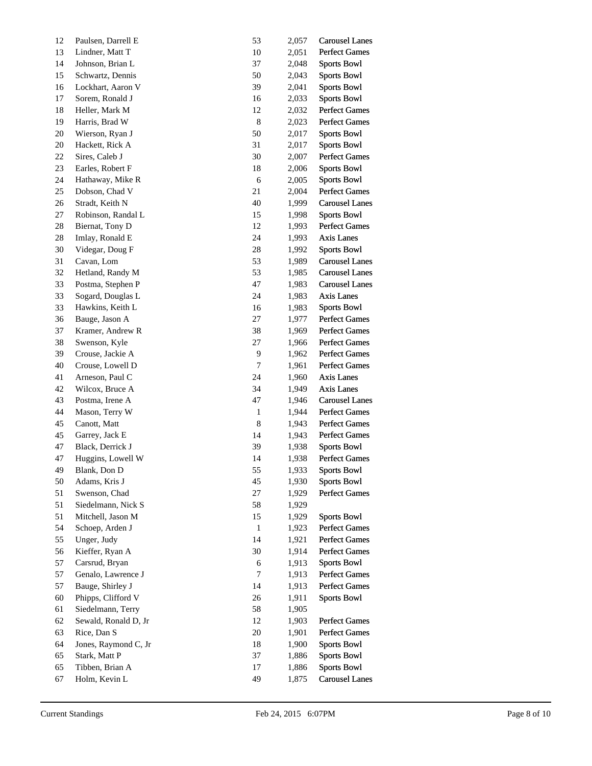| | | | | |
|---|---|---|---|---|
| 12 | Paulsen, Darrell E | 53 | 2,057 | Carousel Lanes |
| 13 | Lindner, Matt T | 10 | 2,051 | Perfect Games |
| 14 | Johnson, Brian L | 37 | 2,048 | Sports Bowl |
| 15 | Schwartz, Dennis | 50 | 2,043 | Sports Bowl |
| 16 | Lockhart, Aaron V | 39 | 2,041 | Sports Bowl |
| 17 | Sorem, Ronald J | 16 | 2,033 | Sports Bowl |
| 18 | Heller, Mark M | 12 | 2,032 | Perfect Games |
| 19 | Harris, Brad W | 8 | 2,023 | Perfect Games |
| 20 | Wierson, Ryan J | 50 | 2,017 | Sports Bowl |
| 20 | Hackett, Rick A | 31 | 2,017 | Sports Bowl |
| 22 | Sires, Caleb J | 30 | 2,007 | Perfect Games |
| 23 | Earles, Robert F | 18 | 2,006 | Sports Bowl |
| 24 | Hathaway, Mike R | 6 | 2,005 | Sports Bowl |
| 25 | Dobson, Chad V | 21 | 2,004 | Perfect Games |
| 26 | Stradt, Keith N | 40 | 1,999 | Carousel Lanes |
| 27 | Robinson, Randal L | 15 | 1,998 | Sports Bowl |
| 28 | Biernat, Tony D | 12 | 1,993 | Perfect Games |
| 28 | Imlay, Ronald E | 24 | 1,993 | Axis Lanes |
| 30 | Videgar, Doug F | 28 | 1,992 | Sports Bowl |
| 31 | Cavan, Lom | 53 | 1,989 | Carousel Lanes |
| 32 | Hetland, Randy M | 53 | 1,985 | Carousel Lanes |
| 33 | Postma, Stephen P | 47 | 1,983 | Carousel Lanes |
| 33 | Sogard, Douglas L | 24 | 1,983 | Axis Lanes |
| 33 | Hawkins, Keith L | 16 | 1,983 | Sports Bowl |
| 36 | Bauge, Jason A | 27 | 1,977 | Perfect Games |
| 37 | Kramer, Andrew R | 38 | 1,969 | Perfect Games |
| 38 | Swenson, Kyle | 27 | 1,966 | Perfect Games |
| 39 | Crouse, Jackie A | 9 | 1,962 | Perfect Games |
| 40 | Crouse, Lowell D | 7 | 1,961 | Perfect Games |
| 41 | Arneson, Paul C | 24 | 1,960 | Axis Lanes |
| 42 | Wilcox, Bruce A | 34 | 1,949 | Axis Lanes |
| 43 | Postma, Irene A | 47 | 1,946 | Carousel Lanes |
| 44 | Mason, Terry W | 1 | 1,944 | Perfect Games |
| 45 | Canott, Matt | 8 | 1,943 | Perfect Games |
| 45 | Garrey, Jack E | 14 | 1,943 | Perfect Games |
| 47 | Black, Derrick J | 39 | 1,938 | Sports Bowl |
| 47 | Huggins, Lowell W | 14 | 1,938 | Perfect Games |
| 49 | Blank, Don D | 55 | 1,933 | Sports Bowl |
| 50 | Adams, Kris J | 45 | 1,930 | Sports Bowl |
| 51 | Swenson, Chad | 27 | 1,929 | Perfect Games |
| 51 | Siedelmann, Nick S | 58 | 1,929 | |
| 51 | Mitchell, Jason M | 15 | 1,929 | Sports Bowl |
| 54 | Schoep, Arden J | 1 | 1,923 | Perfect Games |
| 55 | Unger, Judy | 14 | 1,921 | Perfect Games |
| 56 | Kieffer, Ryan A | 30 | 1,914 | Perfect Games |
| 57 | Carsrud, Bryan | 6 | 1,913 | Sports Bowl |
| 57 | Genalo, Lawrence J | 7 | 1,913 | Perfect Games |
| 57 | Bauge, Shirley J | 14 | 1,913 | Perfect Games |
| 60 | Phipps, Clifford V | 26 | 1,911 | Sports Bowl |
| 61 | Siedelmann, Terry | 58 | 1,905 | |
| 62 | Sewald, Ronald D, Jr | 12 | 1,903 | Perfect Games |
| 63 | Rice, Dan S | 20 | 1,901 | Perfect Games |
| 64 | Jones, Raymond C, Jr | 18 | 1,900 | Sports Bowl |
| 65 | Stark, Matt P | 37 | 1,886 | Sports Bowl |
| 65 | Tibben, Brian A | 17 | 1,886 | Sports Bowl |
| 67 | Holm, Kevin L | 49 | 1,875 | Carousel Lanes |

Current Standings Feb 24, 2015 6:07PM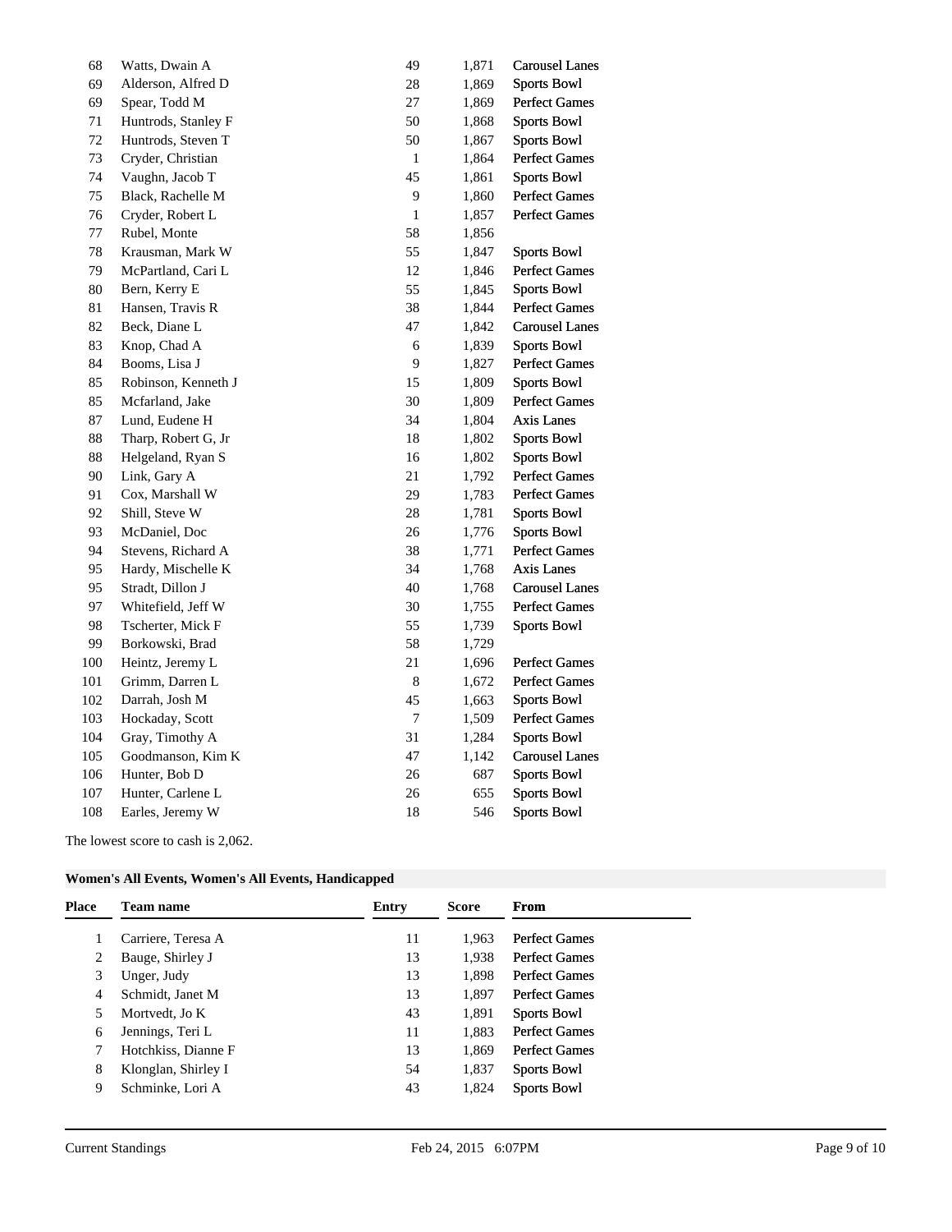| Place | Name | Entry | Score | From |
|---|---|---|---|---|
| 68 | Watts, Dwain A | 49 | 1,871 | Carousel Lanes |
| 69 | Alderson, Alfred D | 28 | 1,869 | Sports Bowl |
| 69 | Spear, Todd M | 27 | 1,869 | Perfect Games |
| 71 | Huntrods, Stanley F | 50 | 1,868 | Sports Bowl |
| 72 | Huntrods, Steven T | 50 | 1,867 | Sports Bowl |
| 73 | Cryder, Christian | 1 | 1,864 | Perfect Games |
| 74 | Vaughn, Jacob T | 45 | 1,861 | Sports Bowl |
| 75 | Black, Rachelle M | 9 | 1,860 | Perfect Games |
| 76 | Cryder, Robert L | 1 | 1,857 | Perfect Games |
| 77 | Rubel, Monte | 58 | 1,856 | |
| 78 | Krausman, Mark W | 55 | 1,847 | Sports Bowl |
| 79 | McPartland, Cari L | 12 | 1,846 | Perfect Games |
| 80 | Bern, Kerry E | 55 | 1,845 | Sports Bowl |
| 81 | Hansen, Travis R | 38 | 1,844 | Perfect Games |
| 82 | Beck, Diane L | 47 | 1,842 | Carousel Lanes |
| 83 | Knop, Chad A | 6 | 1,839 | Sports Bowl |
| 84 | Booms, Lisa J | 9 | 1,827 | Perfect Games |
| 85 | Robinson, Kenneth J | 15 | 1,809 | Sports Bowl |
| 85 | Mcfarland, Jake | 30 | 1,809 | Perfect Games |
| 87 | Lund, Eudene H | 34 | 1,804 | Axis Lanes |
| 88 | Tharp, Robert G, Jr | 18 | 1,802 | Sports Bowl |
| 88 | Helgeland, Ryan S | 16 | 1,802 | Sports Bowl |
| 90 | Link, Gary A | 21 | 1,792 | Perfect Games |
| 91 | Cox, Marshall W | 29 | 1,783 | Perfect Games |
| 92 | Shill, Steve W | 28 | 1,781 | Sports Bowl |
| 93 | McDaniel, Doc | 26 | 1,776 | Sports Bowl |
| 94 | Stevens, Richard A | 38 | 1,771 | Perfect Games |
| 95 | Hardy, Mischelle K | 34 | 1,768 | Axis Lanes |
| 95 | Stradt, Dillon J | 40 | 1,768 | Carousel Lanes |
| 97 | Whitefield, Jeff W | 30 | 1,755 | Perfect Games |
| 98 | Tscherter, Mick F | 55 | 1,739 | Sports Bowl |
| 99 | Borkowski, Brad | 58 | 1,729 | |
| 100 | Heintz, Jeremy L | 21 | 1,696 | Perfect Games |
| 101 | Grimm, Darren L | 8 | 1,672 | Perfect Games |
| 102 | Darrah, Josh M | 45 | 1,663 | Sports Bowl |
| 103 | Hockaday, Scott | 7 | 1,509 | Perfect Games |
| 104 | Gray, Timothy A | 31 | 1,284 | Sports Bowl |
| 105 | Goodmanson, Kim K | 47 | 1,142 | Carousel Lanes |
| 106 | Hunter, Bob D | 26 | 687 | Sports Bowl |
| 107 | Hunter, Carlene L | 26 | 655 | Sports Bowl |
| 108 | Earles, Jeremy W | 18 | 546 | Sports Bowl |

The lowest score to cash is 2,062.

**Women's All Events, Women's All Events, Handicapped**

| Place | Team name | Entry | Score | From |
|---|---|---|---|---|
| 1 | Carriere, Teresa A | 11 | 1,963 | Perfect Games |
| 2 | Bauge, Shirley J | 13 | 1,938 | Perfect Games |
| 3 | Unger, Judy | 13 | 1,898 | Perfect Games |
| 4 | Schmidt, Janet M | 13 | 1,897 | Perfect Games |
| 5 | Mortvedt, Jo K | 43 | 1,891 | Sports Bowl |
| 6 | Jennings, Teri L | 11 | 1,883 | Perfect Games |
| 7 | Hotchkiss, Dianne F | 13 | 1,869 | Perfect Games |
| 8 | Klonglan, Shirley I | 54 | 1,837 | Sports Bowl |
| 9 | Schminke, Lori A | 43 | 1,824 | Sports Bowl |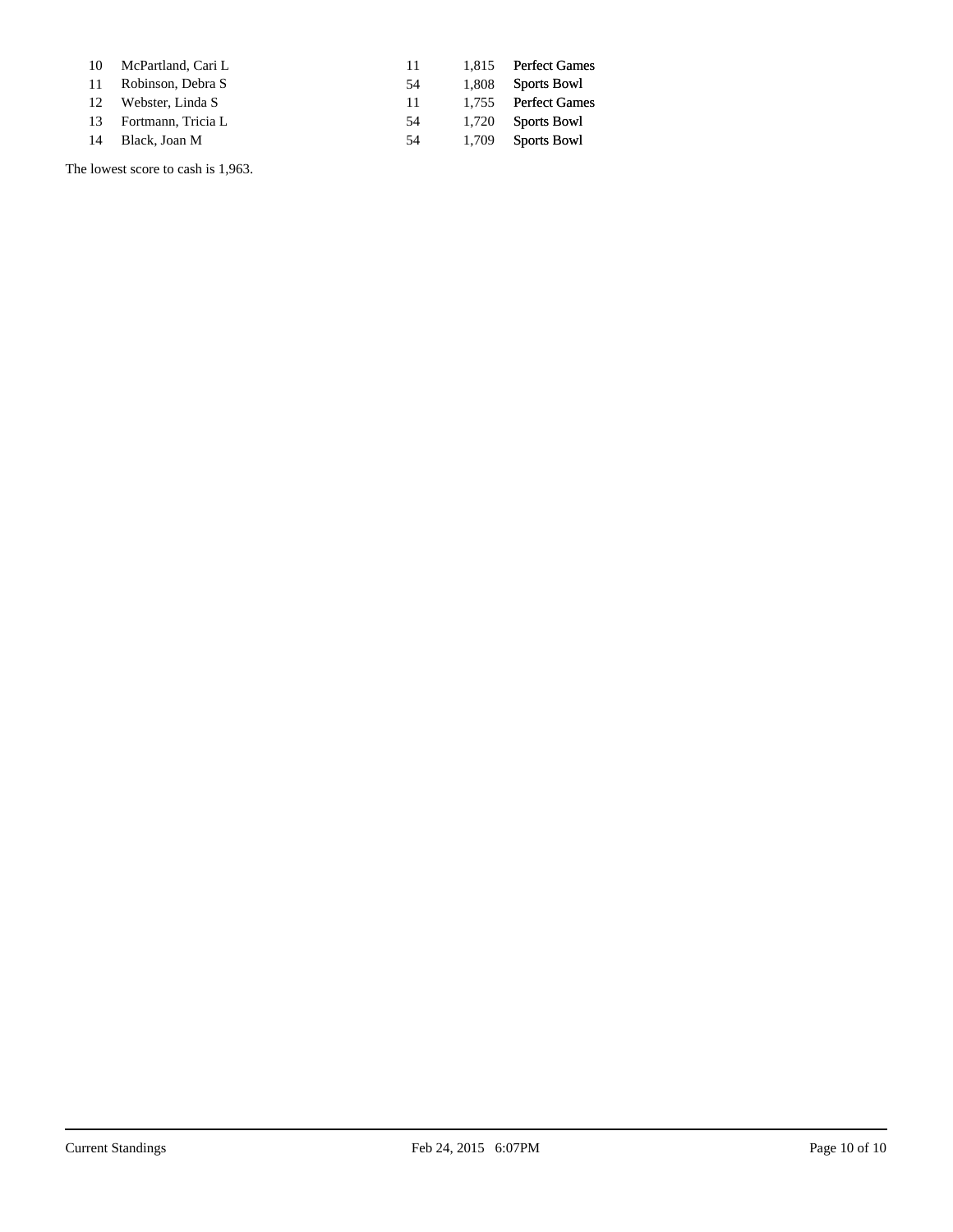| | | | | |
|---|---|---|---|---|
| 10 | McPartland, Cari L | 11 | 1,815 | Perfect Games |
| 11 | Robinson, Debra S | 54 | 1,808 | Sports Bowl |
| 12 | Webster, Linda S | 11 | 1,755 | Perfect Games |
| 13 | Fortmann, Tricia L | 54 | 1,720 | Sports Bowl |
| 14 | Black, Joan M | 54 | 1,709 | Sports Bowl |

The lowest score to cash is 1,963.